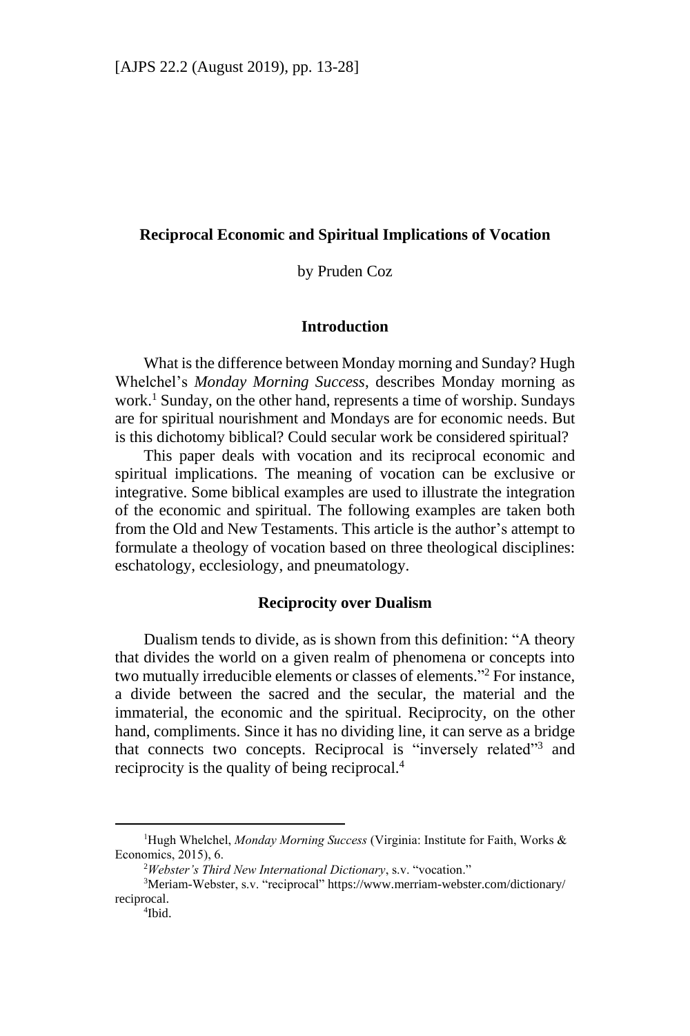# Reciprocal Economic and Spiritual Implications of Vocation

by Pruden Coz

## Introduction

What is the difference between Monday morning and Sunday? Hugh Whelchel's *Monday Morning Success*, describes Monday morning as work.[1] Sunday, on the other hand, represents a time of worship. Sundays are for spiritual nourishment and Mondays are for economic needs. But is this dichotomy biblical? Could secular work be considered spiritual?

This paper deals with vocation and its reciprocal economic and spiritual implications. The meaning of vocation can be exclusive or integrative. Some biblical examples are used to illustrate the integration of the economic and spiritual. The following examples are taken both from the Old and New Testaments. This article is the author's attempt to formulate a theology of vocation based on three theological disciplines: eschatology, ecclesiology, and pneumatology.

## Reciprocity over Dualism

Dualism tends to divide, as is shown from this definition: "A theory that divides the world on a given realm of phenomena or concepts into two mutually irreducible elements or classes of elements."[2] For instance, a divide between the sacred and the secular, the material and the immaterial, the economic and the spiritual. Reciprocity, on the other hand, compliments. Since it has no dividing line, it can serve as a bridge that connects two concepts. Reciprocal is "inversely related"[3] and reciprocity is the quality of being reciprocal.[4]

---

[1]Hugh Whelchel, *Monday Morning Success* (Virginia: Institute for Faith, Works & Economics, 2015), 6.

[2]*Webster's Third New International Dictionary*, s.v. "vocation."

[3]Meriam-Webster, s.v. "reciprocal" https://www.merriam-webster.com/dictionary/reciprocal.

[4]Ibid.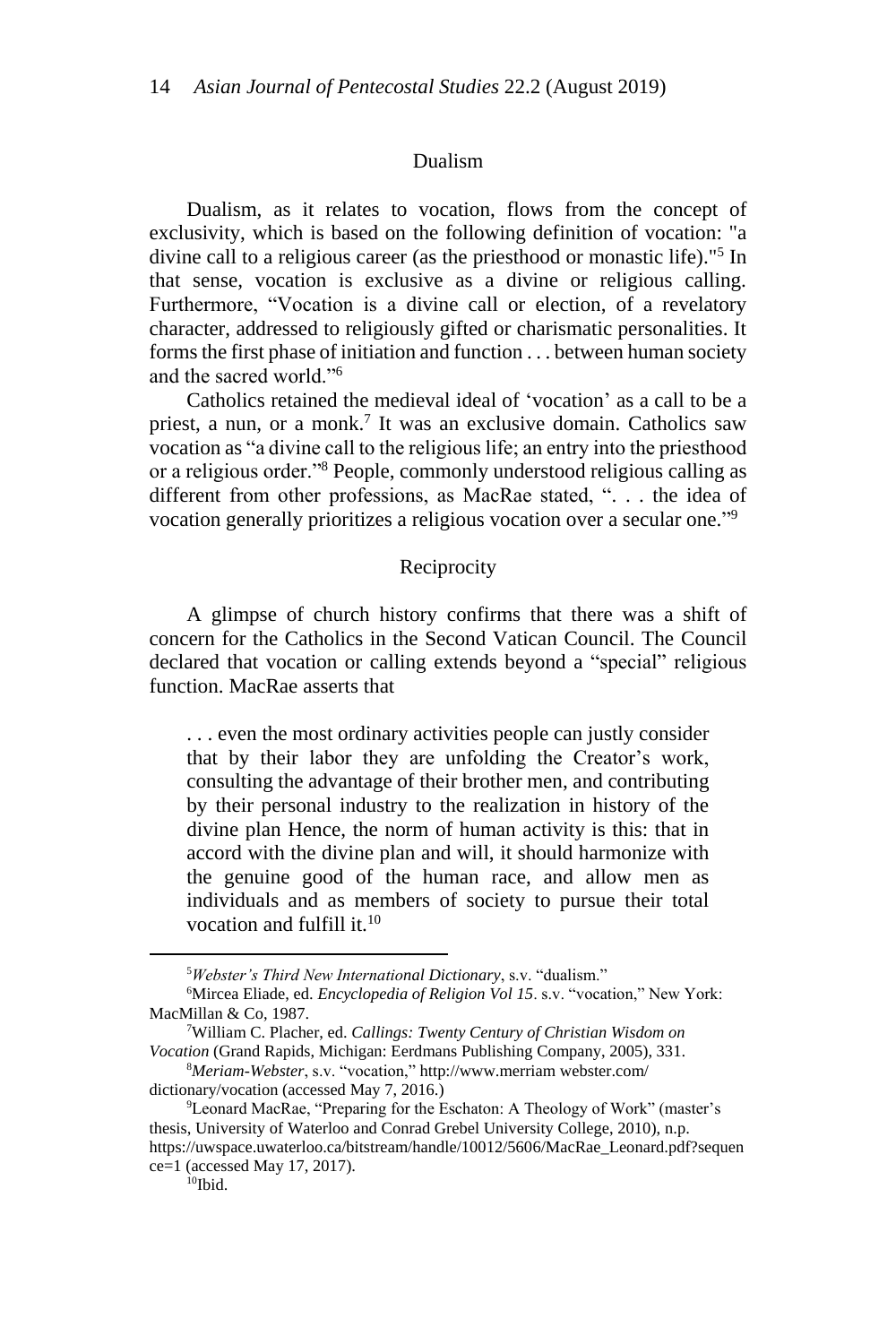## Dualism

Dualism, as it relates to vocation, flows from the concept of exclusivity, which is based on the following definition of vocation: "a divine call to a religious career (as the priesthood or monastic life)."[5] In that sense, vocation is exclusive as a divine or religious calling. Furthermore, "Vocation is a divine call or election, of a revelatory character, addressed to religiously gifted or charismatic personalities. It forms the first phase of initiation and function . . . between human society and the sacred world."[6]

Catholics retained the medieval ideal of 'vocation' as a call to be a priest, a nun, or a monk.[7] It was an exclusive domain. Catholics saw vocation as "a divine call to the religious life; an entry into the priesthood or a religious order."[8] People, commonly understood religious calling as different from other professions, as MacRae stated, ". . . the idea of vocation generally prioritizes a religious vocation over a secular one."[9]

## Reciprocity

A glimpse of church history confirms that there was a shift of concern for the Catholics in the Second Vatican Council. The Council declared that vocation or calling extends beyond a "special" religious function. MacRae asserts that

> . . . even the most ordinary activities people can justly consider that by their labor they are unfolding the Creator's work, consulting the advantage of their brother men, and contributing by their personal industry to the realization in history of the divine plan Hence, the norm of human activity is this: that in accord with the divine plan and will, it should harmonize with the genuine good of the human race, and allow men as individuals and as members of society to pursue their total vocation and fulfill it.[10]

---

[5]*Webster's Third New International Dictionary*, s.v. "dualism."

[6]Mircea Eliade, ed. *Encyclopedia of Religion Vol 15*. s.v. "vocation," New York: MacMillan & Co, 1987.

[7]William C. Placher, ed. *Callings: Twenty Century of Christian Wisdom on Vocation* (Grand Rapids, Michigan: Eerdmans Publishing Company, 2005), 331.

[8]*Meriam-Webster*, s.v. "vocation," http://www.merriam webster.com/ dictionary/vocation (accessed May 7, 2016.)

[9]Leonard MacRae, "Preparing for the Eschaton: A Theology of Work" (master's thesis, University of Waterloo and Conrad Grebel University College, 2010), n.p. https://uwspace.uwaterloo.ca/bitstream/handle/10012/5606/MacRae_Leonard.pdf?sequence=1 (accessed May 17, 2017).

[10]Ibid.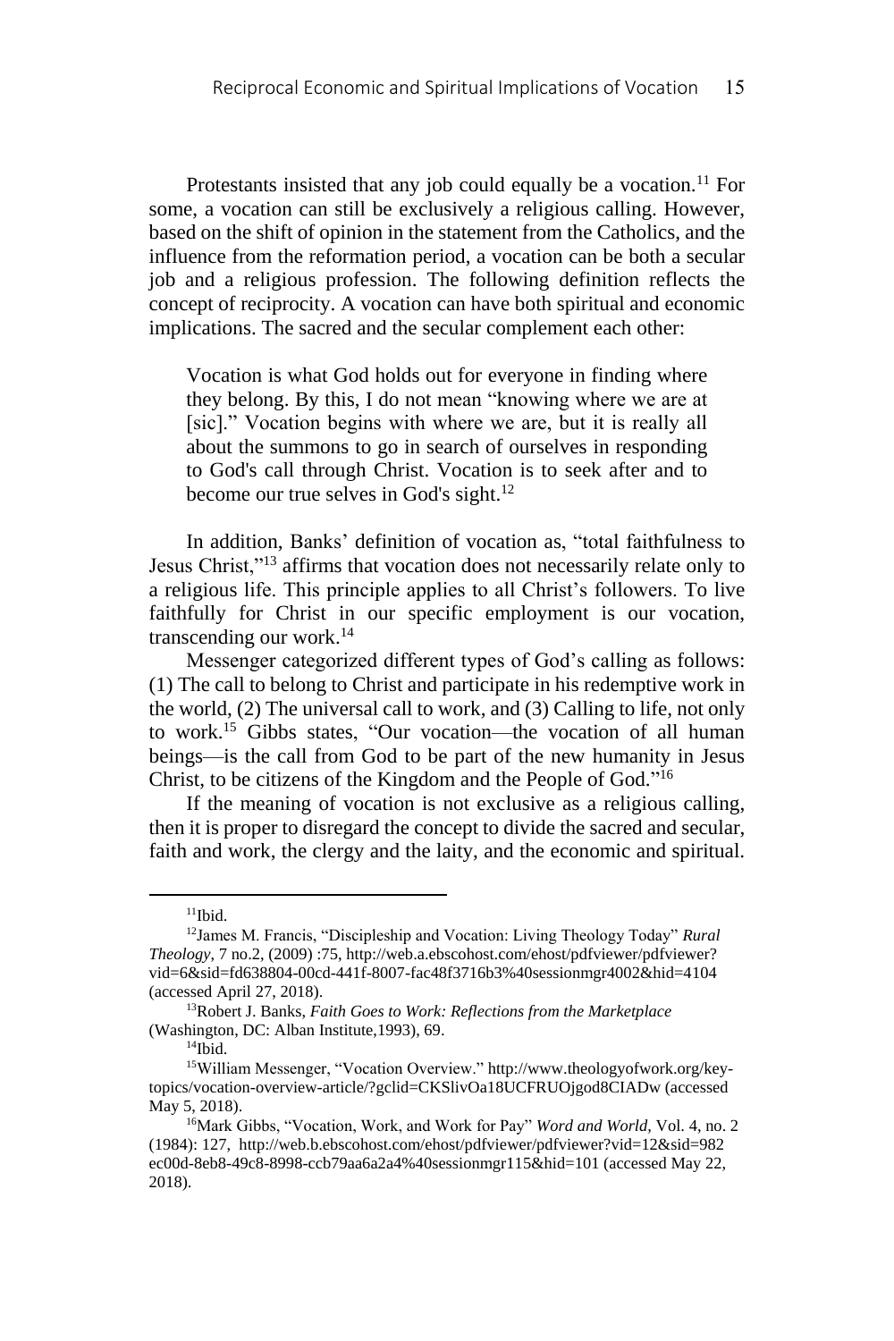Protestants insisted that any job could equally be a vocation.[11] For some, a vocation can still be exclusively a religious calling. However, based on the shift of opinion in the statement from the Catholics, and the influence from the reformation period, a vocation can be both a secular job and a religious profession. The following definition reflects the concept of reciprocity. A vocation can have both spiritual and economic implications. The sacred and the secular complement each other:

> Vocation is what God holds out for everyone in finding where they belong. By this, I do not mean "knowing where we are at [sic]." Vocation begins with where we are, but it is really all about the summons to go in search of ourselves in responding to God's call through Christ. Vocation is to seek after and to become our true selves in God's sight.[12]

In addition, Banks' definition of vocation as, "total faithfulness to Jesus Christ,"[13] affirms that vocation does not necessarily relate only to a religious life. This principle applies to all Christ's followers. To live faithfully for Christ in our specific employment is our vocation, transcending our work.[14]

Messenger categorized different types of God's calling as follows: (1) The call to belong to Christ and participate in his redemptive work in the world, (2) The universal call to work, and (3) Calling to life, not only to work.[15] Gibbs states, "Our vocation—the vocation of all human beings—is the call from God to be part of the new humanity in Jesus Christ, to be citizens of the Kingdom and the People of God."[16]

If the meaning of vocation is not exclusive as a religious calling, then it is proper to disregard the concept to divide the sacred and secular, faith and work, the clergy and the laity, and the economic and spiritual.

---

[11] Ibid.

[12] James M. Francis, "Discipleship and Vocation: Living Theology Today" *Rural Theology*, 7 no.2, (2009) :75, http://web.a.ebscohost.com/ehost/pdfviewer/pdfviewer?vid=6&sid=fd638804-00cd-441f-8007-fac48f3716b3%40sessionmgr4002&hid=4104 (accessed April 27, 2018).

[13] Robert J. Banks, *Faith Goes to Work: Reflections from the Marketplace* (Washington, DC: Alban Institute,1993), 69.

[14] Ibid.

[15] William Messenger, "Vocation Overview." http://www.theologyofwork.org/key-topics/vocation-overview-article/?gclid=CKSlivOa18UCFRUOjgod8CIADw (accessed May 5, 2018).

[16] Mark Gibbs, "Vocation, Work, and Work for Pay" *Word and World,* Vol. 4, no. 2 (1984): 127, http://web.b.ebscohost.com/ehost/pdfviewer/pdfviewer?vid=12&sid=982ec00d-8eb8-49c8-8998-ccb79aa6a2a4%40sessionmgr115&hid=101 (accessed May 22, 2018).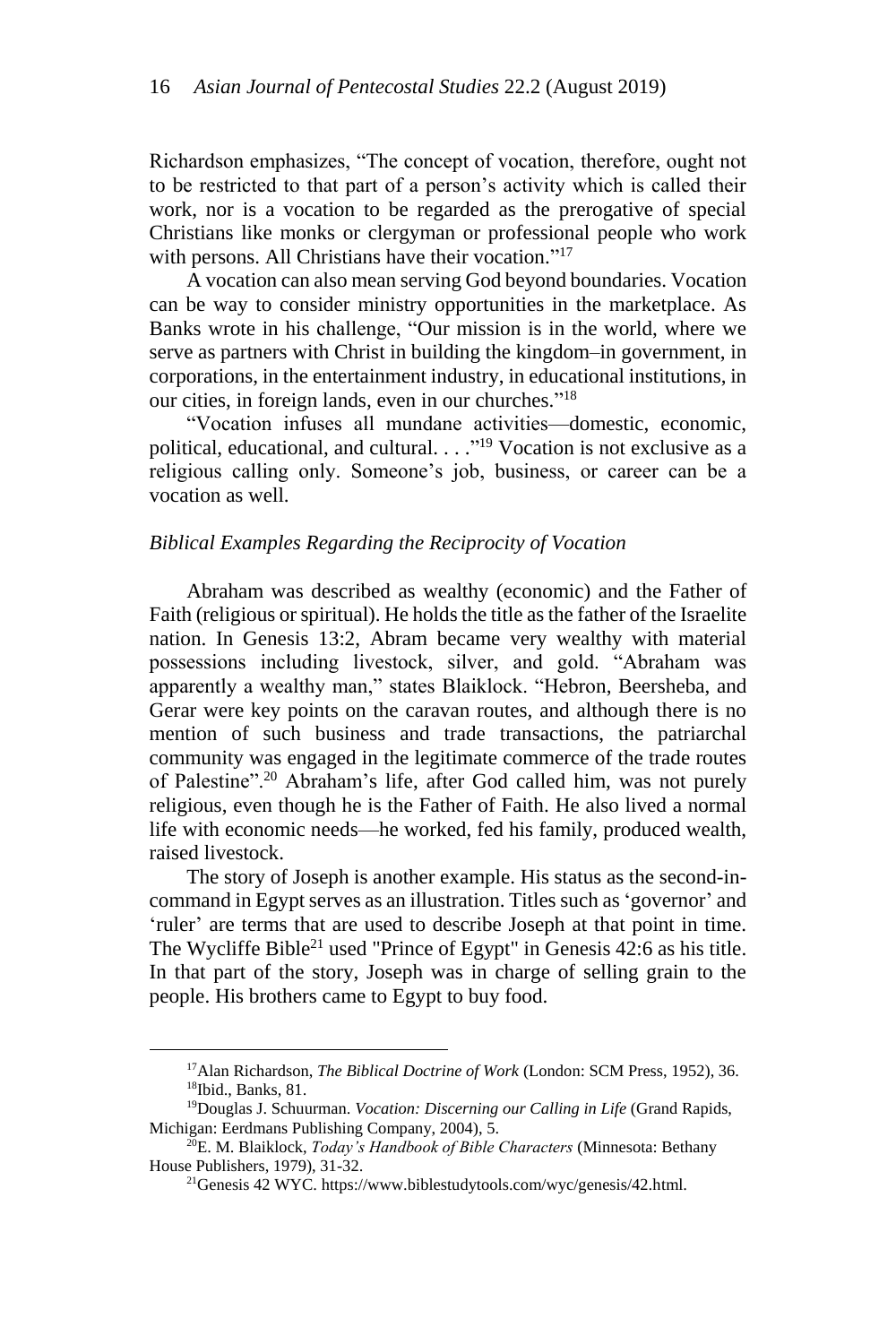Richardson emphasizes, "The concept of vocation, therefore, ought not to be restricted to that part of a person's activity which is called their work, nor is a vocation to be regarded as the prerogative of special Christians like monks or clergyman or professional people who work with persons. All Christians have their vocation."[17]

A vocation can also mean serving God beyond boundaries. Vocation can be way to consider ministry opportunities in the marketplace. As Banks wrote in his challenge, "Our mission is in the world, where we serve as partners with Christ in building the kingdom–in government, in corporations, in the entertainment industry, in educational institutions, in our cities, in foreign lands, even in our churches."[18]

"Vocation infuses all mundane activities—domestic, economic, political, educational, and cultural. . . ."[19] Vocation is not exclusive as a religious calling only. Someone's job, business, or career can be a vocation as well.

### *Biblical Examples Regarding the Reciprocity of Vocation*

Abraham was described as wealthy (economic) and the Father of Faith (religious or spiritual). He holds the title as the father of the Israelite nation. In Genesis 13:2, Abram became very wealthy with material possessions including livestock, silver, and gold. "Abraham was apparently a wealthy man," states Blaiklock. "Hebron, Beersheba, and Gerar were key points on the caravan routes, and although there is no mention of such business and trade transactions, the patriarchal community was engaged in the legitimate commerce of the trade routes of Palestine".[20] Abraham's life, after God called him, was not purely religious, even though he is the Father of Faith. He also lived a normal life with economic needs—he worked, fed his family, produced wealth, raised livestock.

The story of Joseph is another example. His status as the second-in-command in Egypt serves as an illustration. Titles such as 'governor' and 'ruler' are terms that are used to describe Joseph at that point in time. The Wycliffe Bible[21] used "Prince of Egypt" in Genesis 42:6 as his title. In that part of the story, Joseph was in charge of selling grain to the people. His brothers came to Egypt to buy food.

---

[17] Alan Richardson, *The Biblical Doctrine of Work* (London: SCM Press, 1952), 36.

[18] Ibid., Banks, 81.

[19] Douglas J. Schuurman. *Vocation: Discerning our Calling in Life* (Grand Rapids, Michigan: Eerdmans Publishing Company, 2004), 5.

[20] E. M. Blaiklock, *Today's Handbook of Bible Characters* (Minnesota: Bethany House Publishers, 1979), 31-32.

[21] Genesis 42 WYC. https://www.biblestudytools.com/wyc/genesis/42.html.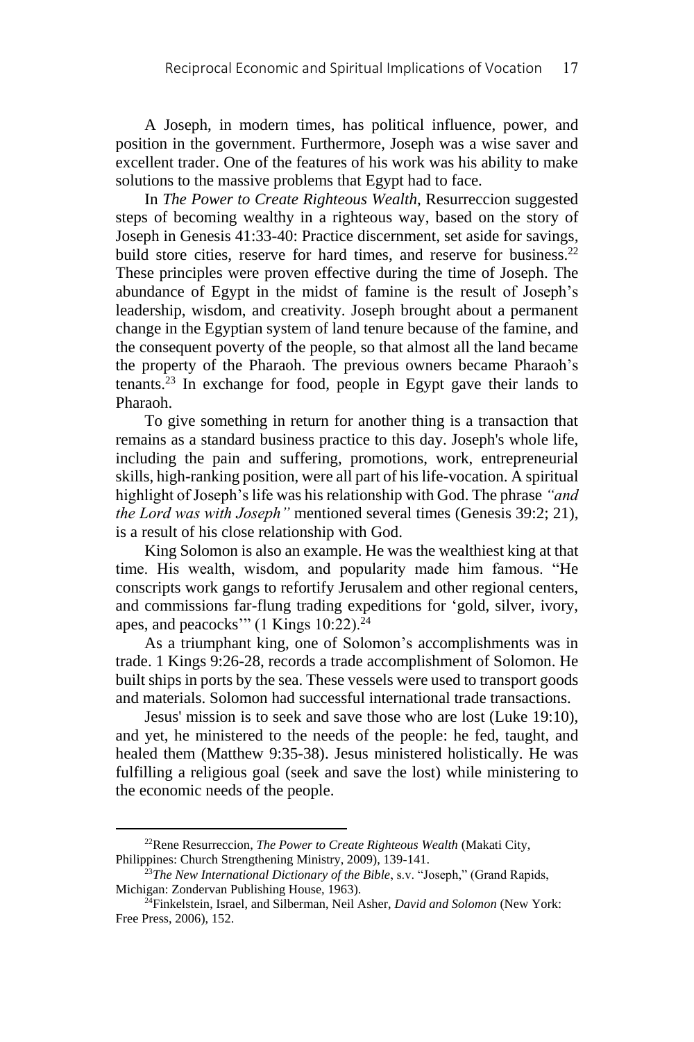A Joseph, in modern times, has political influence, power, and position in the government. Furthermore, Joseph was a wise saver and excellent trader. One of the features of his work was his ability to make solutions to the massive problems that Egypt had to face.

In *The Power to Create Righteous Wealth,* Resurreccion suggested steps of becoming wealthy in a righteous way, based on the story of Joseph in Genesis 41:33-40: Practice discernment, set aside for savings, build store cities, reserve for hard times, and reserve for business.[22] These principles were proven effective during the time of Joseph. The abundance of Egypt in the midst of famine is the result of Joseph's leadership, wisdom, and creativity. Joseph brought about a permanent change in the Egyptian system of land tenure because of the famine, and the consequent poverty of the people, so that almost all the land became the property of the Pharaoh. The previous owners became Pharaoh's tenants.[23] In exchange for food, people in Egypt gave their lands to Pharaoh.

To give something in return for another thing is a transaction that remains as a standard business practice to this day. Joseph's whole life, including the pain and suffering, promotions, work, entrepreneurial skills, high-ranking position, were all part of his life-vocation. A spiritual highlight of Joseph's life was his relationship with God. The phrase *"and the Lord was with Joseph"* mentioned several times (Genesis 39:2; 21), is a result of his close relationship with God.

King Solomon is also an example. He was the wealthiest king at that time. His wealth, wisdom, and popularity made him famous. "He conscripts work gangs to refortify Jerusalem and other regional centers, and commissions far-flung trading expeditions for 'gold, silver, ivory, apes, and peacocks'" (1 Kings 10:22).[24]

As a triumphant king, one of Solomon's accomplishments was in trade. 1 Kings 9:26-28, records a trade accomplishment of Solomon. He built ships in ports by the sea. These vessels were used to transport goods and materials. Solomon had successful international trade transactions.

Jesus' mission is to seek and save those who are lost (Luke 19:10), and yet, he ministered to the needs of the people: he fed, taught, and healed them (Matthew 9:35-38). Jesus ministered holistically. He was fulfilling a religious goal (seek and save the lost) while ministering to the economic needs of the people.

---

[22]Rene Resurreccion, *The Power to Create Righteous Wealth* (Makati City, Philippines: Church Strengthening Ministry, 2009), 139-141.

[23]*The New International Dictionary of the Bible*, s.v. "Joseph," (Grand Rapids, Michigan: Zondervan Publishing House, 1963).

[24]Finkelstein, Israel, and Silberman, Neil Asher, *David and Solomon* (New York: Free Press, 2006), 152.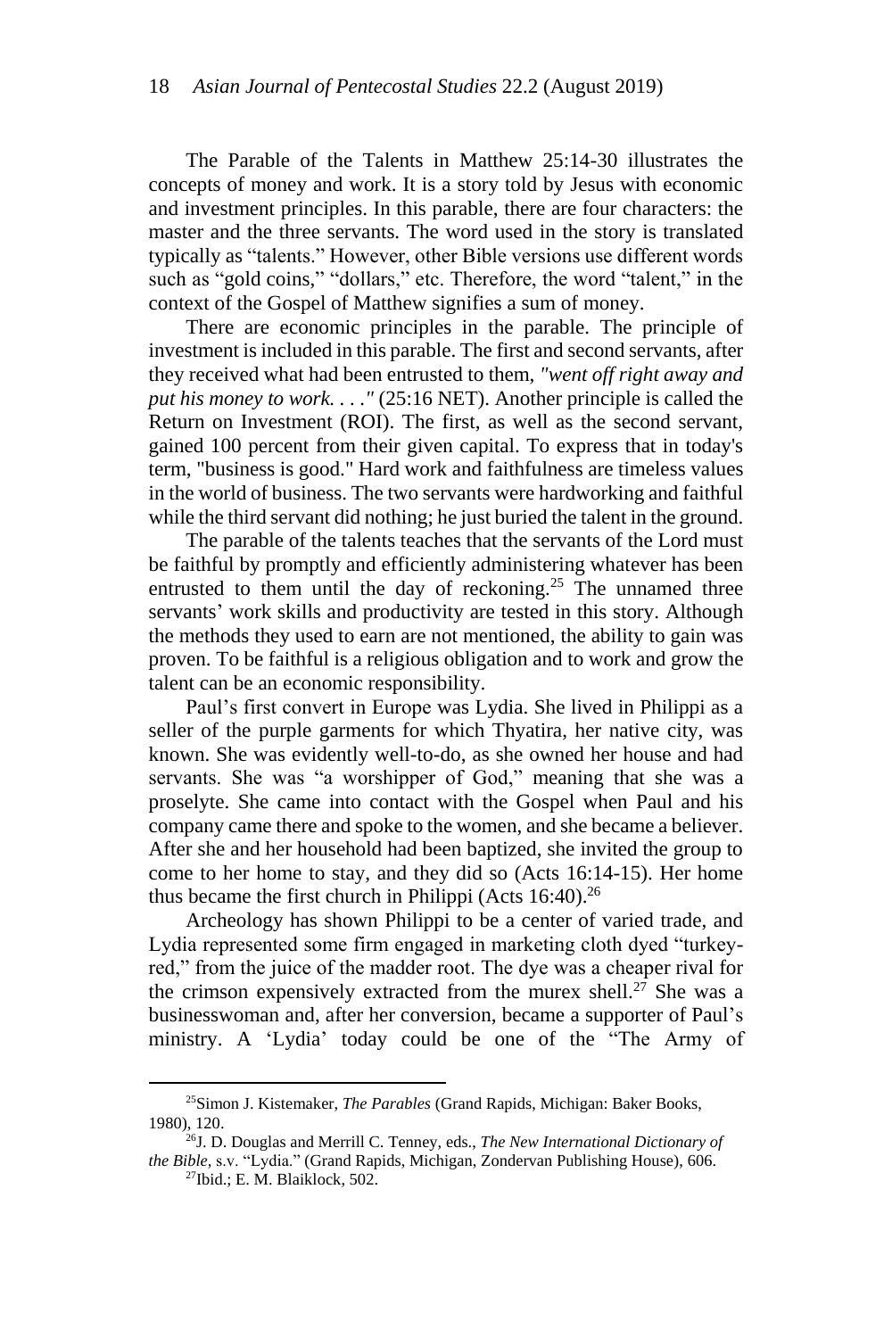The Parable of the Talents in Matthew 25:14-30 illustrates the concepts of money and work. It is a story told by Jesus with economic and investment principles. In this parable, there are four characters: the master and the three servants. The word used in the story is translated typically as "talents." However, other Bible versions use different words such as "gold coins," "dollars," etc. Therefore, the word "talent," in the context of the Gospel of Matthew signifies a sum of money.

There are economic principles in the parable. The principle of investment is included in this parable. The first and second servants, after they received what had been entrusted to them, *"went off right away and put his money to work. . . ."* (25:16 NET). Another principle is called the Return on Investment (ROI). The first, as well as the second servant, gained 100 percent from their given capital. To express that in today's term, "business is good." Hard work and faithfulness are timeless values in the world of business. The two servants were hardworking and faithful while the third servant did nothing; he just buried the talent in the ground.

The parable of the talents teaches that the servants of the Lord must be faithful by promptly and efficiently administering whatever has been entrusted to them until the day of reckoning.[25] The unnamed three servants' work skills and productivity are tested in this story. Although the methods they used to earn are not mentioned, the ability to gain was proven. To be faithful is a religious obligation and to work and grow the talent can be an economic responsibility.

Paul's first convert in Europe was Lydia. She lived in Philippi as a seller of the purple garments for which Thyatira, her native city, was known. She was evidently well-to-do, as she owned her house and had servants. She was "a worshipper of God," meaning that she was a proselyte. She came into contact with the Gospel when Paul and his company came there and spoke to the women, and she became a believer. After she and her household had been baptized, she invited the group to come to her home to stay, and they did so (Acts 16:14-15). Her home thus became the first church in Philippi (Acts 16:40).[26]

Archeology has shown Philippi to be a center of varied trade, and Lydia represented some firm engaged in marketing cloth dyed "turkey-red," from the juice of the madder root. The dye was a cheaper rival for the crimson expensively extracted from the murex shell.[27] She was a businesswoman and, after her conversion, became a supporter of Paul's ministry. A 'Lydia' today could be one of the "The Army of

---

[25] Simon J. Kistemaker, *The Parables* (Grand Rapids, Michigan: Baker Books, 1980), 120.

[26] J. D. Douglas and Merrill C. Tenney, eds., *The New International Dictionary of the Bible*, s.v. "Lydia." (Grand Rapids, Michigan, Zondervan Publishing House), 606.

[27] Ibid.; E. M. Blaiklock, 502.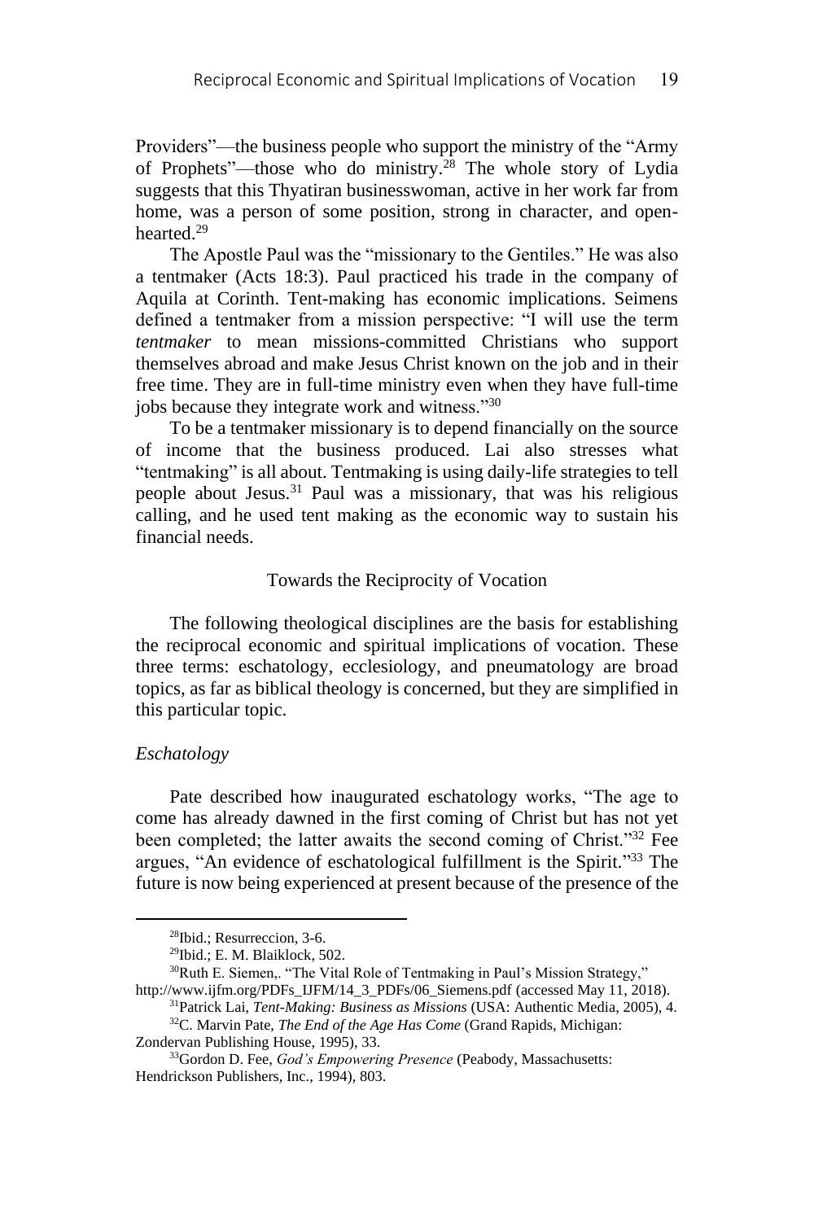Providers"—the business people who support the ministry of the "Army of Prophets"—those who do ministry.[28] The whole story of Lydia suggests that this Thyatiran businesswoman, active in her work far from home, was a person of some position, strong in character, and open-hearted.[29]

The Apostle Paul was the "missionary to the Gentiles." He was also a tentmaker (Acts 18:3). Paul practiced his trade in the company of Aquila at Corinth. Tent-making has economic implications. Seimens defined a tentmaker from a mission perspective: "I will use the term *tentmaker* to mean missions-committed Christians who support themselves abroad and make Jesus Christ known on the job and in their free time. They are in full-time ministry even when they have full-time jobs because they integrate work and witness."[30]

To be a tentmaker missionary is to depend financially on the source of income that the business produced. Lai also stresses what "tentmaking" is all about. Tentmaking is using daily-life strategies to tell people about Jesus.[31] Paul was a missionary, that was his religious calling, and he used tent making as the economic way to sustain his financial needs.

## Towards the Reciprocity of Vocation

The following theological disciplines are the basis for establishing the reciprocal economic and spiritual implications of vocation. These three terms: eschatology, ecclesiology, and pneumatology are broad topics, as far as biblical theology is concerned, but they are simplified in this particular topic.

### *Eschatology*

Pate described how inaugurated eschatology works, "The age to come has already dawned in the first coming of Christ but has not yet been completed; the latter awaits the second coming of Christ."[32] Fee argues, "An evidence of eschatological fulfillment is the Spirit."[33] The future is now being experienced at present because of the presence of the

---

[28]Ibid.; Resurreccion, 3-6.

[29]Ibid.; E. M. Blaiklock, 502.

[30]Ruth E. Siemen,. "The Vital Role of Tentmaking in Paul's Mission Strategy," http://www.ijfm.org/PDFs_IJFM/14_3_PDFs/06_Siemens.pdf (accessed May 11, 2018).

[31]Patrick Lai, *Tent-Making: Business as Missions* (USA: Authentic Media, 2005), 4.

[32]C. Marvin Pate, *The End of the Age Has Come* (Grand Rapids, Michigan: Zondervan Publishing House, 1995), 33.

[33]Gordon D. Fee, *God's Empowering Presence* (Peabody, Massachusetts: Hendrickson Publishers, Inc., 1994), 803.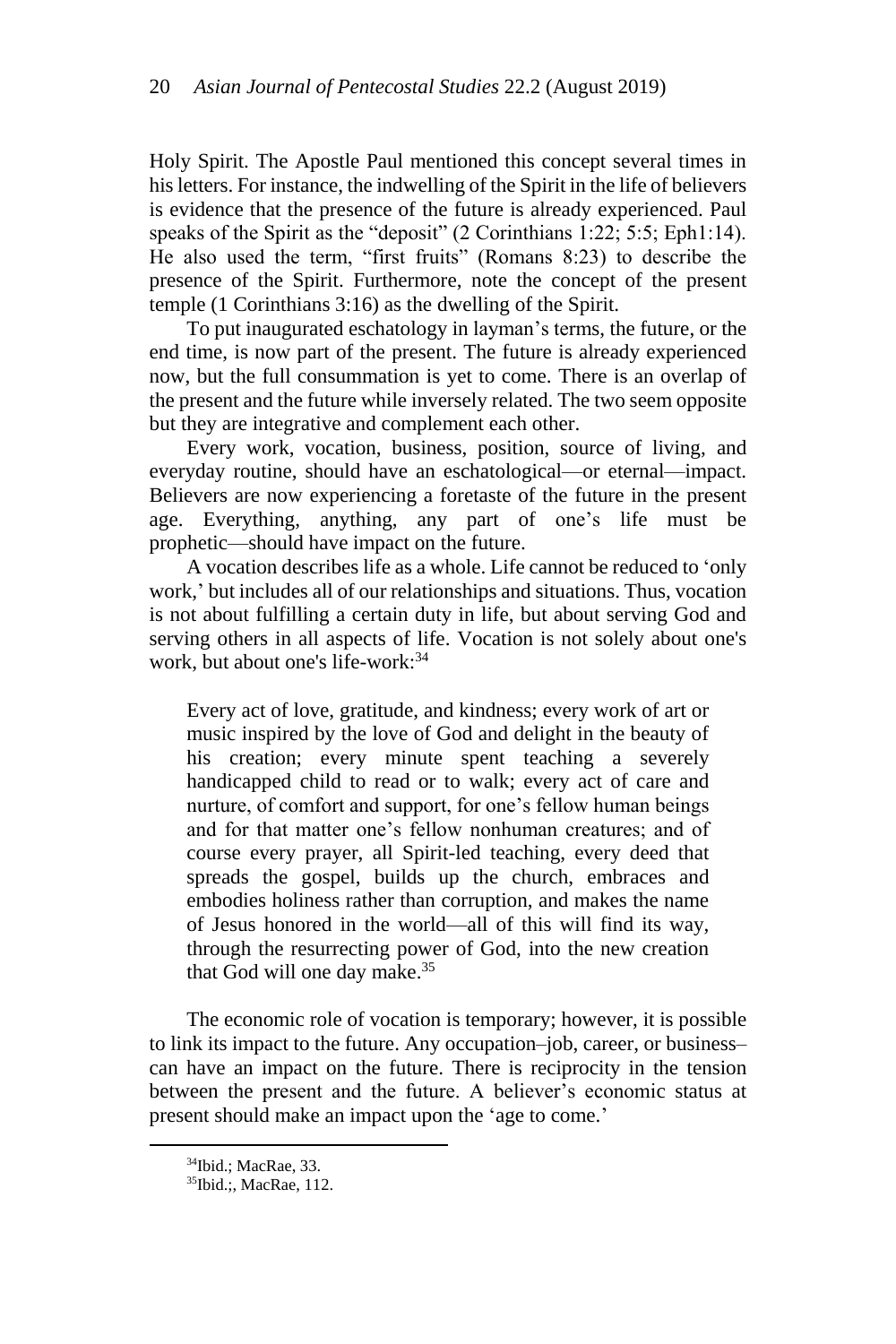Holy Spirit. The Apostle Paul mentioned this concept several times in his letters. For instance, the indwelling of the Spirit in the life of believers is evidence that the presence of the future is already experienced. Paul speaks of the Spirit as the "deposit" (2 Corinthians 1:22; 5:5; Eph1:14). He also used the term, "first fruits" (Romans 8:23) to describe the presence of the Spirit. Furthermore, note the concept of the present temple (1 Corinthians 3:16) as the dwelling of the Spirit.

To put inaugurated eschatology in layman's terms, the future, or the end time, is now part of the present. The future is already experienced now, but the full consummation is yet to come. There is an overlap of the present and the future while inversely related. The two seem opposite but they are integrative and complement each other.

Every work, vocation, business, position, source of living, and everyday routine, should have an eschatological—or eternal—impact. Believers are now experiencing a foretaste of the future in the present age. Everything, anything, any part of one's life must be prophetic—should have impact on the future.

A vocation describes life as a whole. Life cannot be reduced to 'only work,' but includes all of our relationships and situations. Thus, vocation is not about fulfilling a certain duty in life, but about serving God and serving others in all aspects of life. Vocation is not solely about one's work, but about one's life-work:[34]

> Every act of love, gratitude, and kindness; every work of art or music inspired by the love of God and delight in the beauty of his creation; every minute spent teaching a severely handicapped child to read or to walk; every act of care and nurture, of comfort and support, for one's fellow human beings and for that matter one's fellow nonhuman creatures; and of course every prayer, all Spirit-led teaching, every deed that spreads the gospel, builds up the church, embraces and embodies holiness rather than corruption, and makes the name of Jesus honored in the world—all of this will find its way, through the resurrecting power of God, into the new creation that God will one day make.[35]

The economic role of vocation is temporary; however, it is possible to link its impact to the future. Any occupation–job, career, or business–can have an impact on the future. There is reciprocity in the tension between the present and the future. A believer's economic status at present should make an impact upon the 'age to come.'

---

[34]Ibid.; MacRae, 33.

[35]Ibid.;, MacRae, 112.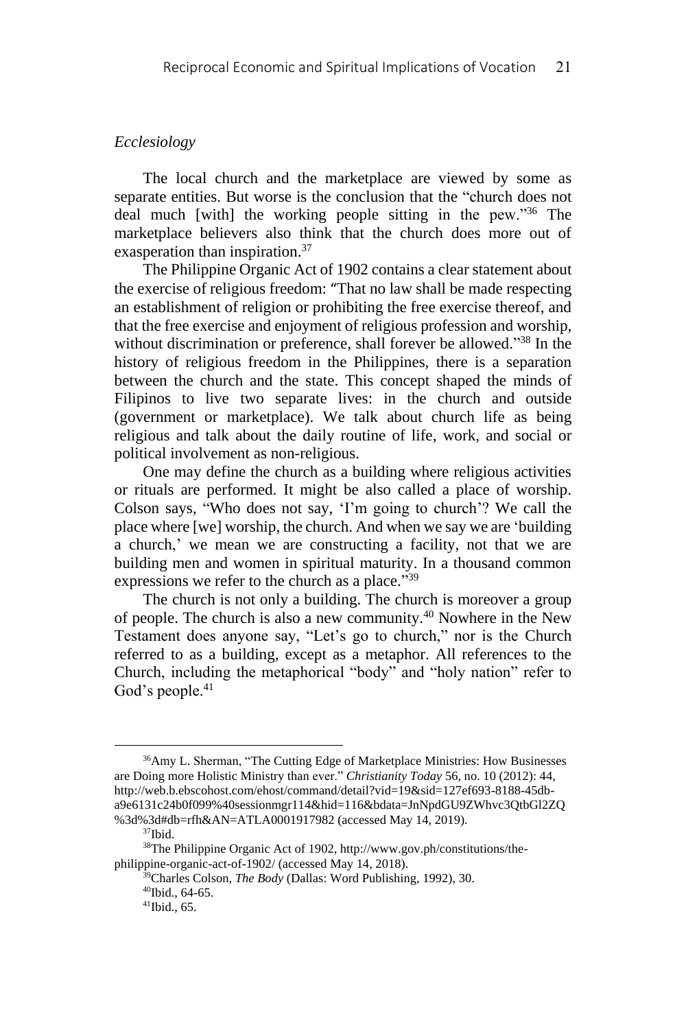*Ecclesiology*

The local church and the marketplace are viewed by some as separate entities. But worse is the conclusion that the "church does not deal much [with] the working people sitting in the pew."[36] The marketplace believers also think that the church does more out of exasperation than inspiration.[37]

The Philippine Organic Act of 1902 contains a clear statement about the exercise of religious freedom: "That no law shall be made respecting an establishment of religion or prohibiting the free exercise thereof, and that the free exercise and enjoyment of religious profession and worship, without discrimination or preference, shall forever be allowed."[38] In the history of religious freedom in the Philippines, there is a separation between the church and the state. This concept shaped the minds of Filipinos to live two separate lives: in the church and outside (government or marketplace). We talk about church life as being religious and talk about the daily routine of life, work, and social or political involvement as non-religious.

One may define the church as a building where religious activities or rituals are performed. It might be also called a place of worship. Colson says, "Who does not say, 'I'm going to church'? We call the place where [we] worship, the church. And when we say we are 'building a church,' we mean we are constructing a facility, not that we are building men and women in spiritual maturity. In a thousand common expressions we refer to the church as a place."[39]

The church is not only a building. The church is moreover a group of people. The church is also a new community.[40] Nowhere in the New Testament does anyone say, "Let's go to church," nor is the Church referred to as a building, except as a metaphor. All references to the Church, including the metaphorical "body" and "holy nation" refer to God's people.[41]

---

[36]Amy L. Sherman, "The Cutting Edge of Marketplace Ministries: How Businesses are Doing more Holistic Ministry than ever." *Christianity Today* 56, no. 10 (2012): 44, http://web.b.ebscohost.com/ehost/command/detail?vid=19&sid=127ef693-8188-45db-a9e6131c24b0f099%40sessionmgr114&hid=116&bdata=JnNpdGU9ZWhvc3QtbGl2ZQ%3d%3d#db=rfh&AN=ATLA0001917982 (accessed May 14, 2019).

[37]Ibid.

[38]The Philippine Organic Act of 1902, http://www.gov.ph/constitutions/the-philippine-organic-act-of-1902/ (accessed May 14, 2018).

[39]Charles Colson, *The Body* (Dallas: Word Publishing, 1992), 30.

[40]Ibid., 64-65.

[41]Ibid., 65.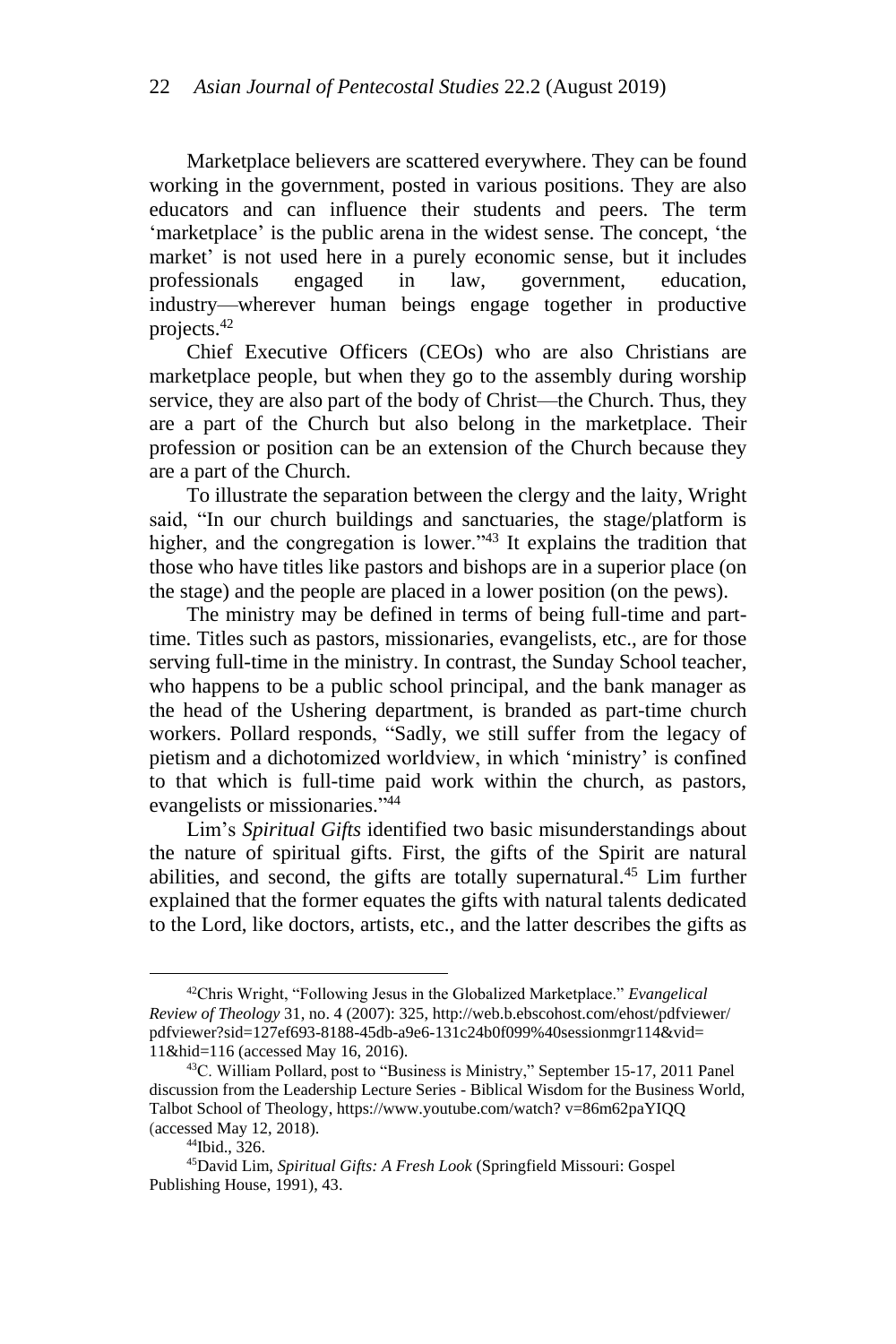Marketplace believers are scattered everywhere. They can be found working in the government, posted in various positions. They are also educators and can influence their students and peers. The term 'marketplace' is the public arena in the widest sense. The concept, 'the market' is not used here in a purely economic sense, but it includes professionals engaged in law, government, education, industry—wherever human beings engage together in productive projects.[42]

Chief Executive Officers (CEOs) who are also Christians are marketplace people, but when they go to the assembly during worship service, they are also part of the body of Christ—the Church. Thus, they are a part of the Church but also belong in the marketplace. Their profession or position can be an extension of the Church because they are a part of the Church.

To illustrate the separation between the clergy and the laity, Wright said, "In our church buildings and sanctuaries, the stage/platform is higher, and the congregation is lower."[43] It explains the tradition that those who have titles like pastors and bishops are in a superior place (on the stage) and the people are placed in a lower position (on the pews).

The ministry may be defined in terms of being full-time and part-time. Titles such as pastors, missionaries, evangelists, etc., are for those serving full-time in the ministry. In contrast, the Sunday School teacher, who happens to be a public school principal, and the bank manager as the head of the Ushering department, is branded as part-time church workers. Pollard responds, "Sadly, we still suffer from the legacy of pietism and a dichotomized worldview, in which 'ministry' is confined to that which is full-time paid work within the church, as pastors, evangelists or missionaries."[44]

Lim's *Spiritual Gifts* identified two basic misunderstandings about the nature of spiritual gifts. First, the gifts of the Spirit are natural abilities, and second, the gifts are totally supernatural.[45] Lim further explained that the former equates the gifts with natural talents dedicated to the Lord, like doctors, artists, etc., and the latter describes the gifts as

---

[42]Chris Wright, "Following Jesus in the Globalized Marketplace." *Evangelical Review of Theology* 31, no. 4 (2007): 325, http://web.b.ebscohost.com/ehost/pdfviewer/pdfviewer?sid=127ef693-8188-45db-a9e6-131c24b0f099%40sessionmgr114&vid=11&hid=116 (accessed May 16, 2016).

[43]C. William Pollard, post to "Business is Ministry," September 15-17, 2011 Panel discussion from the Leadership Lecture Series - Biblical Wisdom for the Business World, Talbot School of Theology, https://www.youtube.com/watch? v=86m62paYIQQ (accessed May 12, 2018).

[44]Ibid., 326.

[45]David Lim, *Spiritual Gifts: A Fresh Look* (Springfield Missouri: Gospel Publishing House, 1991), 43.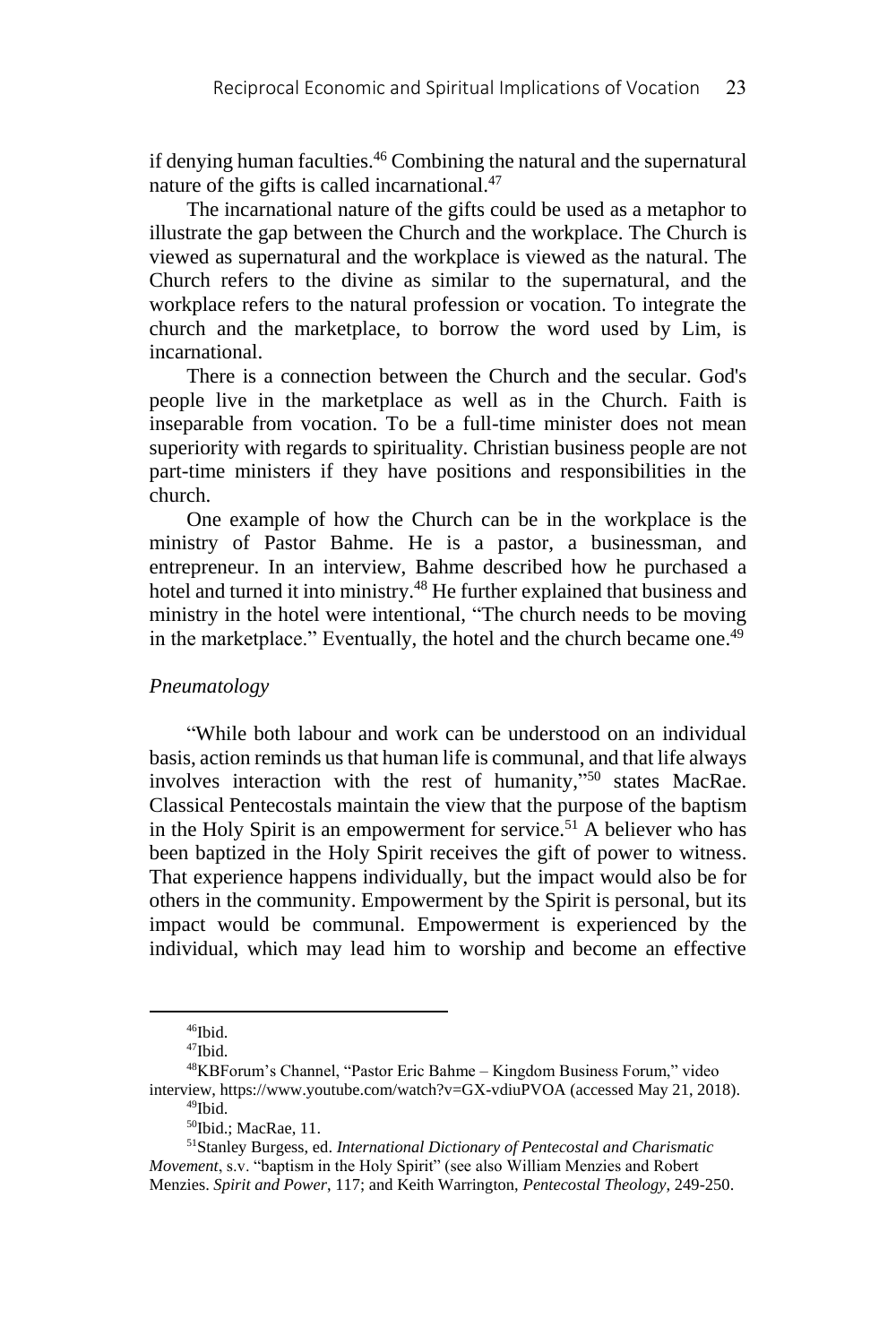if denying human faculties.[46] Combining the natural and the supernatural nature of the gifts is called incarnational.[47]

The incarnational nature of the gifts could be used as a metaphor to illustrate the gap between the Church and the workplace. The Church is viewed as supernatural and the workplace is viewed as the natural. The Church refers to the divine as similar to the supernatural, and the workplace refers to the natural profession or vocation. To integrate the church and the marketplace, to borrow the word used by Lim, is incarnational.

There is a connection between the Church and the secular. God's people live in the marketplace as well as in the Church. Faith is inseparable from vocation. To be a full-time minister does not mean superiority with regards to spirituality. Christian business people are not part-time ministers if they have positions and responsibilities in the church.

One example of how the Church can be in the workplace is the ministry of Pastor Bahme. He is a pastor, a businessman, and entrepreneur. In an interview, Bahme described how he purchased a hotel and turned it into ministry.[48] He further explained that business and ministry in the hotel were intentional, "The church needs to be moving in the marketplace." Eventually, the hotel and the church became one.[49]

### *Pneumatology*

"While both labour and work can be understood on an individual basis, action reminds us that human life is communal, and that life always involves interaction with the rest of humanity,"[50] states MacRae. Classical Pentecostals maintain the view that the purpose of the baptism in the Holy Spirit is an empowerment for service.[51] A believer who has been baptized in the Holy Spirit receives the gift of power to witness. That experience happens individually, but the impact would also be for others in the community. Empowerment by the Spirit is personal, but its impact would be communal. Empowerment is experienced by the individual, which may lead him to worship and become an effective

---

[46]Ibid.

[47]Ibid.

[48]KBForum's Channel, "Pastor Eric Bahme – Kingdom Business Forum," video interview, https://www.youtube.com/watch?v=GX-vdiuPVOA (accessed May 21, 2018).

[49]Ibid.

[50]Ibid.; MacRae, 11.

[51]Stanley Burgess, ed. *International Dictionary of Pentecostal and Charismatic Movement*, s.v. "baptism in the Holy Spirit" (see also William Menzies and Robert Menzies. *Spirit and Power*, 117; and Keith Warrington, *Pentecostal Theology*, 249-250.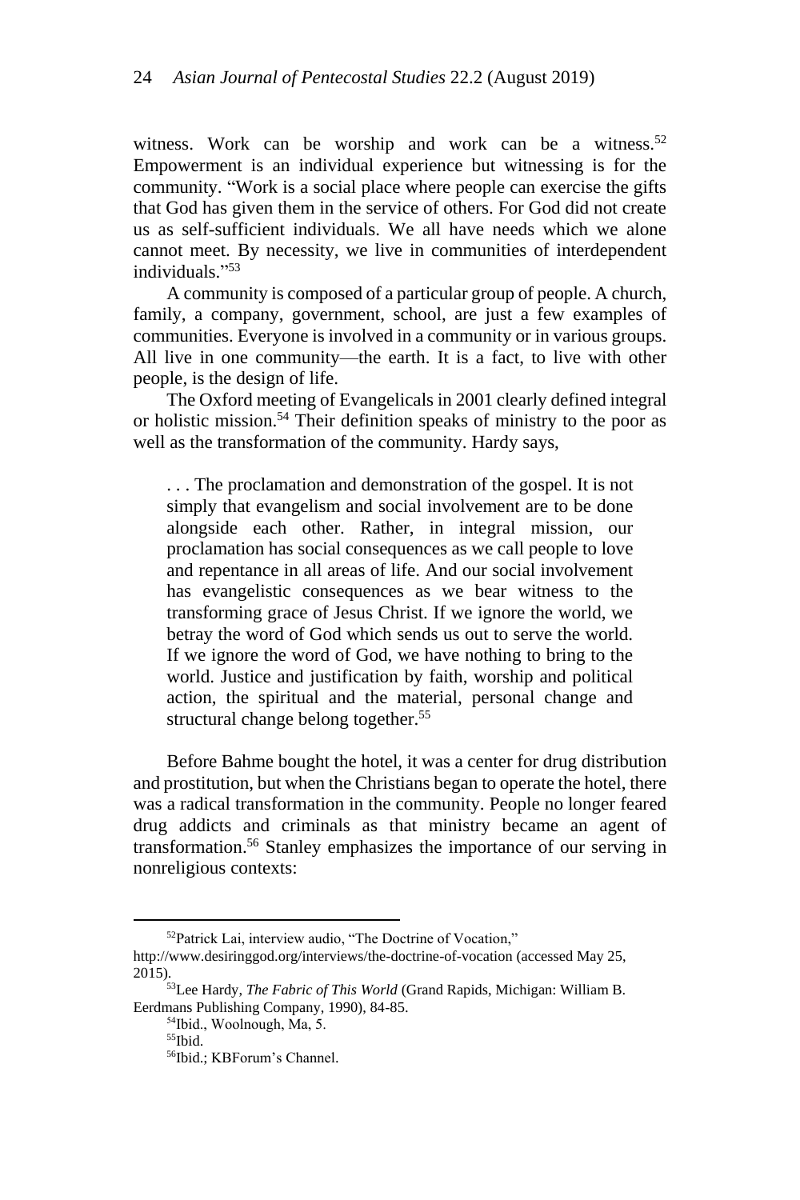witness. Work can be worship and work can be a witness.[52] Empowerment is an individual experience but witnessing is for the community. "Work is a social place where people can exercise the gifts that God has given them in the service of others. For God did not create us as self-sufficient individuals. We all have needs which we alone cannot meet. By necessity, we live in communities of interdependent individuals."[53]

A community is composed of a particular group of people. A church, family, a company, government, school, are just a few examples of communities. Everyone is involved in a community or in various groups. All live in one community—the earth. It is a fact, to live with other people, is the design of life.

The Oxford meeting of Evangelicals in 2001 clearly defined integral or holistic mission.[54] Their definition speaks of ministry to the poor as well as the transformation of the community. Hardy says,

> . . . The proclamation and demonstration of the gospel. It is not simply that evangelism and social involvement are to be done alongside each other. Rather, in integral mission, our proclamation has social consequences as we call people to love and repentance in all areas of life. And our social involvement has evangelistic consequences as we bear witness to the transforming grace of Jesus Christ. If we ignore the world, we betray the word of God which sends us out to serve the world. If we ignore the word of God, we have nothing to bring to the world. Justice and justification by faith, worship and political action, the spiritual and the material, personal change and structural change belong together.[55]

Before Bahme bought the hotel, it was a center for drug distribution and prostitution, but when the Christians began to operate the hotel, there was a radical transformation in the community. People no longer feared drug addicts and criminals as that ministry became an agent of transformation.[56] Stanley emphasizes the importance of our serving in nonreligious contexts:

---

[52]Patrick Lai, interview audio, "The Doctrine of Vocation," http://www.desiringgod.org/interviews/the-doctrine-of-vocation (accessed May 25, 2015).

[53]Lee Hardy, *The Fabric of This World* (Grand Rapids, Michigan: William B. Eerdmans Publishing Company, 1990), 84-85.

[54]Ibid., Woolnough, Ma, 5.

[55]Ibid.

[56]Ibid.; KBForum's Channel.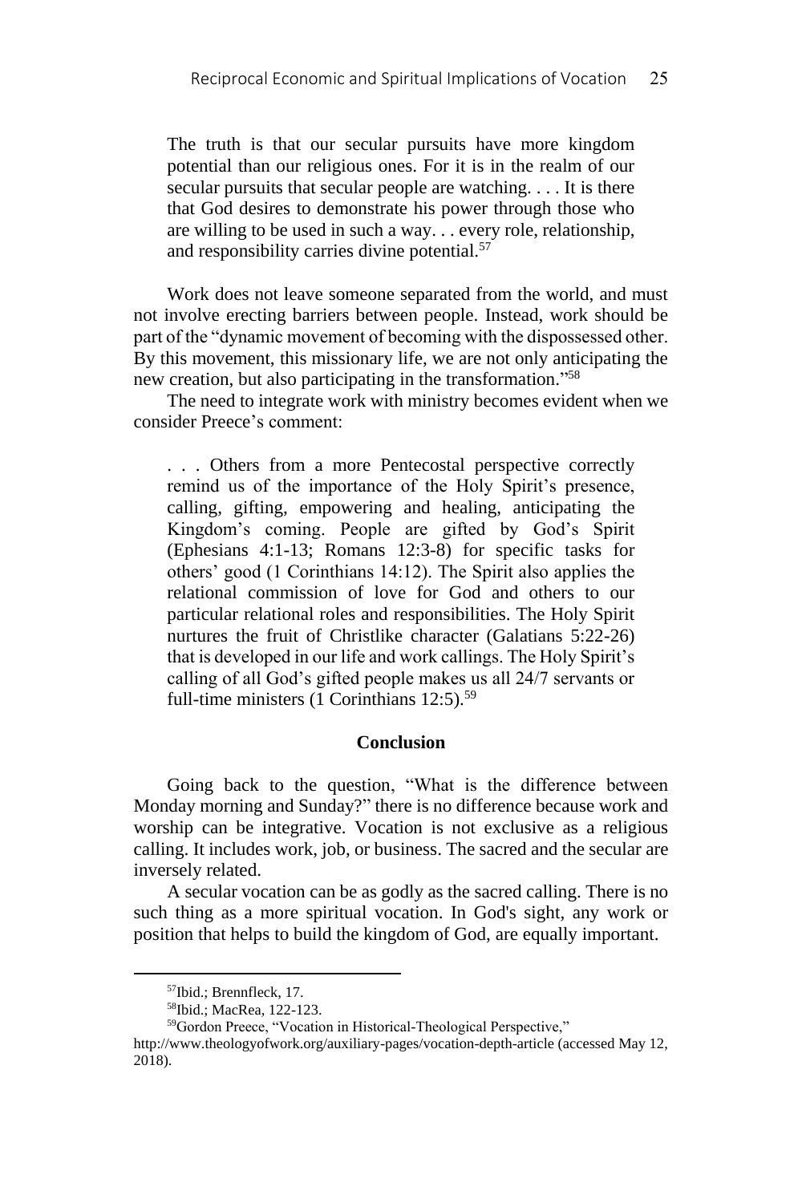> The truth is that our secular pursuits have more kingdom potential than our religious ones. For it is in the realm of our secular pursuits that secular people are watching. . . . It is there that God desires to demonstrate his power through those who are willing to be used in such a way. . . every role, relationship, and responsibility carries divine potential.[57]

Work does not leave someone separated from the world, and must not involve erecting barriers between people. Instead, work should be part of the "dynamic movement of becoming with the dispossessed other. By this movement, this missionary life, we are not only anticipating the new creation, but also participating in the transformation."[58]

The need to integrate work with ministry becomes evident when we consider Preece's comment:

> . . . Others from a more Pentecostal perspective correctly remind us of the importance of the Holy Spirit's presence, calling, gifting, empowering and healing, anticipating the Kingdom's coming. People are gifted by God's Spirit (Ephesians 4:1-13; Romans 12:3-8) for specific tasks for others' good (1 Corinthians 14:12). The Spirit also applies the relational commission of love for God and others to our particular relational roles and responsibilities. The Holy Spirit nurtures the fruit of Christlike character (Galatians 5:22-26) that is developed in our life and work callings. The Holy Spirit's calling of all God's gifted people makes us all 24/7 servants or full-time ministers (1 Corinthians 12:5).[59]

## Conclusion

Going back to the question, "What is the difference between Monday morning and Sunday?" there is no difference because work and worship can be integrative. Vocation is not exclusive as a religious calling. It includes work, job, or business. The sacred and the secular are inversely related.

A secular vocation can be as godly as the sacred calling. There is no such thing as a more spiritual vocation. In God's sight, any work or position that helps to build the kingdom of God, are equally important.

---

[57]Ibid.; Brennfleck, 17.

[58]Ibid.; MacRea, 122-123.

[59]Gordon Preece, "Vocation in Historical-Theological Perspective," http://www.theologyofwork.org/auxiliary-pages/vocation-depth-article (accessed May 12, 2018).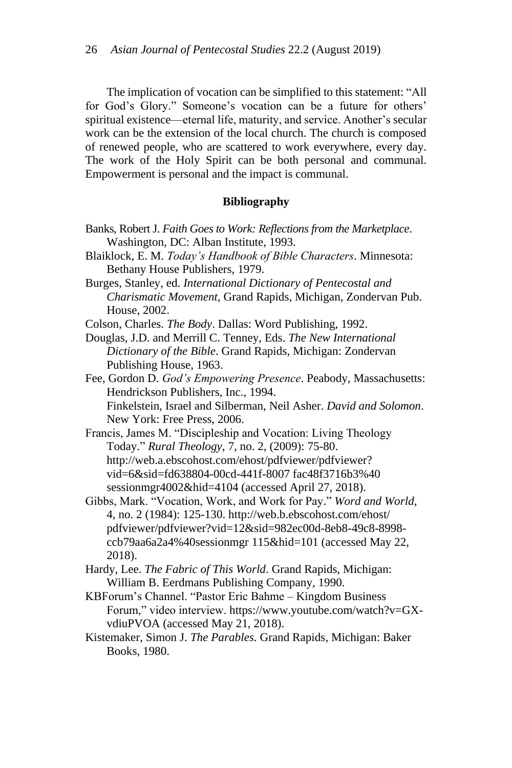The implication of vocation can be simplified to this statement: "All for God's Glory." Someone's vocation can be a future for others' spiritual existence—eternal life, maturity, and service. Another's secular work can be the extension of the local church. The church is composed of renewed people, who are scattered to work everywhere, every day. The work of the Holy Spirit can be both personal and communal. Empowerment is personal and the impact is communal.

## Bibliography

Banks, Robert J. *Faith Goes to Work: Reflections from the Marketplace*. Washington, DC: Alban Institute, 1993.

Blaiklock, E. M. *Today's Handbook of Bible Characters*. Minnesota: Bethany House Publishers, 1979.

Burges, Stanley, ed. *International Dictionary of Pentecostal and Charismatic Movement*, Grand Rapids, Michigan, Zondervan Pub. House, 2002.

Colson, Charles. *The Body*. Dallas: Word Publishing, 1992.

Douglas, J.D. and Merrill C. Tenney, Eds. *The New International Dictionary of the Bible*. Grand Rapids, Michigan: Zondervan Publishing House, 1963.

Fee, Gordon D. *God's Empowering Presence*. Peabody, Massachusetts: Hendrickson Publishers, Inc., 1994.
Finkelstein, Israel and Silberman, Neil Asher. *David and Solomon*. New York: Free Press, 2006.

Francis, James M. "Discipleship and Vocation: Living Theology Today." *Rural Theology*, 7, no. 2, (2009): 75-80. http://web.a.ebscohost.com/ehost/pdfviewer/pdfviewer?vid=6&sid=fd638804-00cd-441f-8007 fac48f3716b3%40 sessionmgr4002&hid=4104 (accessed April 27, 2018).

Gibbs, Mark. "Vocation, Work, and Work for Pay." *Word and World*, 4, no. 2 (1984): 125-130. http://web.b.ebscohost.com/ehost/pdfviewer/pdfviewer?vid=12&sid=982ec00d-8eb8-49c8-8998-ccb79aa6a2a4%40sessionmgr 115&hid=101 (accessed May 22, 2018).

Hardy, Lee. *The Fabric of This World*. Grand Rapids, Michigan: William B. Eerdmans Publishing Company, 1990.

KBForum's Channel. "Pastor Eric Bahme – Kingdom Business Forum," video interview. https://www.youtube.com/watch?v=GX-vdiuPVOA (accessed May 21, 2018).

Kistemaker, Simon J. *The Parables*. Grand Rapids, Michigan: Baker Books, 1980.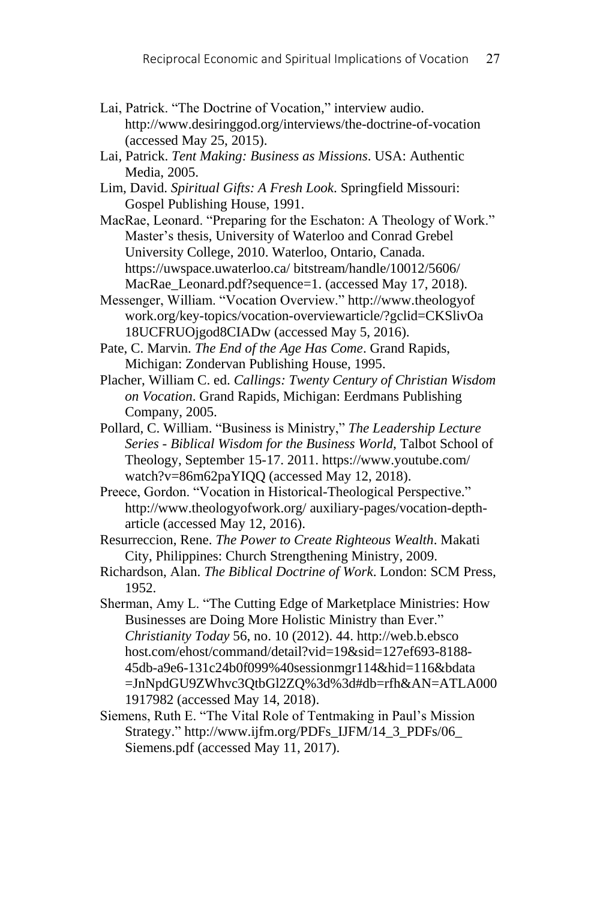Lai, Patrick. "The Doctrine of Vocation," interview audio. http://www.desiringgod.org/interviews/the-doctrine-of-vocation (accessed May 25, 2015).

Lai, Patrick. *Tent Making: Business as Missions*. USA: Authentic Media, 2005.

Lim, David. *Spiritual Gifts: A Fresh Look*. Springfield Missouri: Gospel Publishing House, 1991.

MacRae, Leonard. "Preparing for the Eschaton: A Theology of Work." Master's thesis, University of Waterloo and Conrad Grebel University College, 2010. Waterloo, Ontario, Canada. https://uwspace.uwaterloo.ca/ bitstream/handle/10012/5606/ MacRae_Leonard.pdf?sequence=1. (accessed May 17, 2018).

Messenger, William. "Vocation Overview." http://www.theologyof work.org/key-topics/vocation-overviewarticle/?gclid=CKSlivOa 18UCFRUOjgod8CIADw (accessed May 5, 2016).

Pate, C. Marvin. *The End of the Age Has Come*. Grand Rapids, Michigan: Zondervan Publishing House, 1995.

Placher, William C. ed. *Callings: Twenty Century of Christian Wisdom on Vocation*. Grand Rapids, Michigan: Eerdmans Publishing Company, 2005.

Pollard, C. William. "Business is Ministry," *The Leadership Lecture Series - Biblical Wisdom for the Business World*, Talbot School of Theology, September 15-17. 2011. https://www.youtube.com/ watch?v=86m62paYIQQ (accessed May 12, 2018).

Preece, Gordon. "Vocation in Historical-Theological Perspective." http://www.theologyofwork.org/ auxiliary-pages/vocation-depth-article (accessed May 12, 2016).

Resurreccion, Rene. *The Power to Create Righteous Wealth*. Makati City, Philippines: Church Strengthening Ministry, 2009.

Richardson, Alan. *The Biblical Doctrine of Work*. London: SCM Press, 1952.

Sherman, Amy L. "The Cutting Edge of Marketplace Ministries: How Businesses are Doing More Holistic Ministry than Ever." *Christianity Today* 56, no. 10 (2012). 44. http://web.b.ebsco host.com/ehost/command/detail?vid=19&sid=127ef693-8188-45db-a9e6-131c24b0f099%40sessionmgr114&hid=116&bdata =JnNpdGU9ZWhvc3QtbGl2ZQ%3d%3d#db=rfh&AN=ATLA000 1917982 (accessed May 14, 2018).

Siemens, Ruth E. "The Vital Role of Tentmaking in Paul's Mission Strategy." http://www.ijfm.org/PDFs_IJFM/14_3_PDFs/06_ Siemens.pdf (accessed May 11, 2017).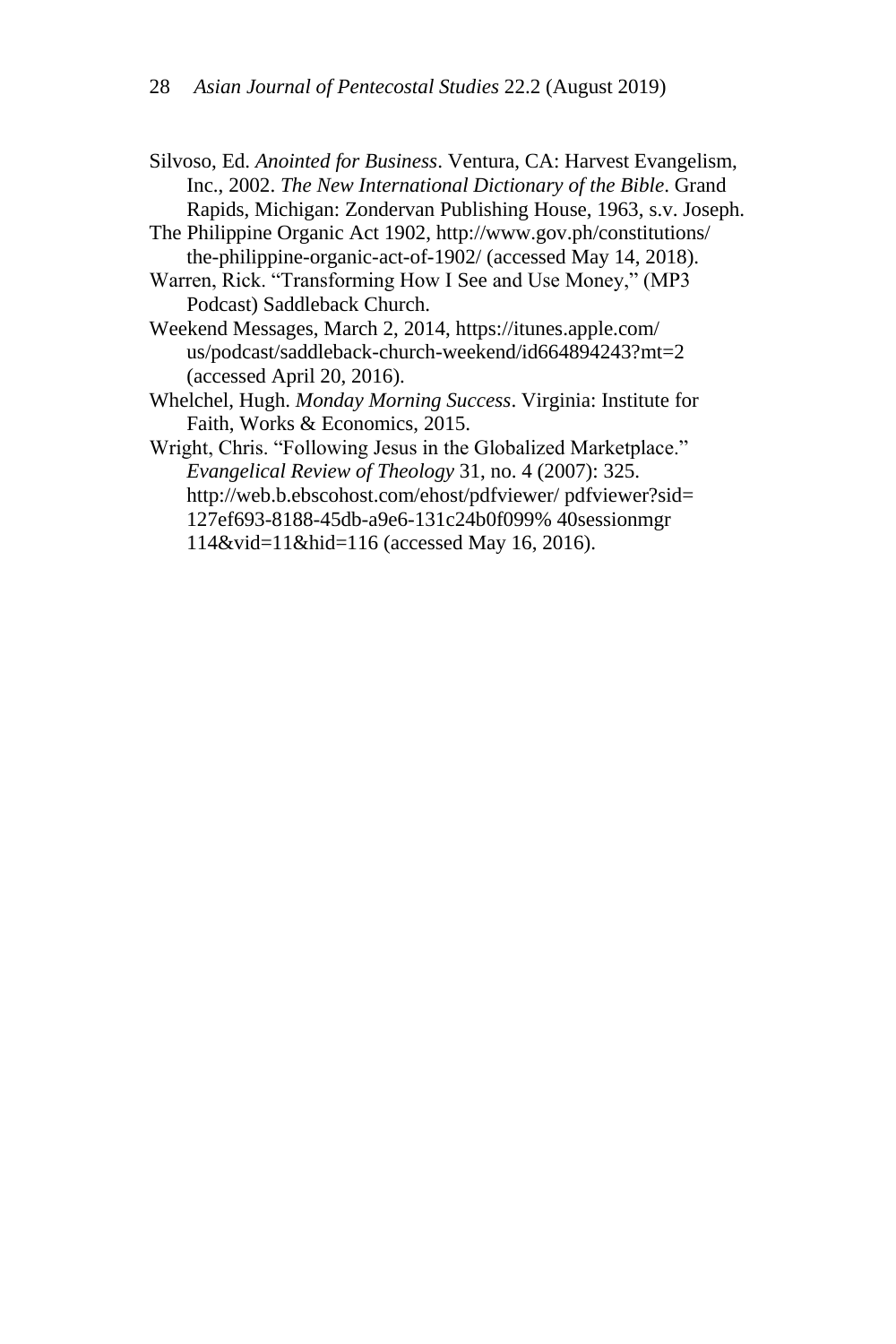Silvoso, Ed. *Anointed for Business*. Ventura, CA: Harvest Evangelism, Inc., 2002. *The New International Dictionary of the Bible*. Grand Rapids, Michigan: Zondervan Publishing House, 1963, s.v. Joseph.

The Philippine Organic Act 1902, http://www.gov.ph/constitutions/the-philippine-organic-act-of-1902/ (accessed May 14, 2018).

Warren, Rick. "Transforming How I See and Use Money," (MP3 Podcast) Saddleback Church.

Weekend Messages, March 2, 2014, https://itunes.apple.com/us/podcast/saddleback-church-weekend/id664894243?mt=2 (accessed April 20, 2016).

Whelchel, Hugh. *Monday Morning Success*. Virginia: Institute for Faith, Works & Economics, 2015.

Wright, Chris. "Following Jesus in the Globalized Marketplace." *Evangelical Review of Theology* 31, no. 4 (2007): 325. http://web.b.ebscohost.com/ehost/pdfviewer/ pdfviewer?sid=127ef693-8188-45db-a9e6-131c24b0f099% 40sessionmgr 114&vid=11&hid=116 (accessed May 16, 2016).